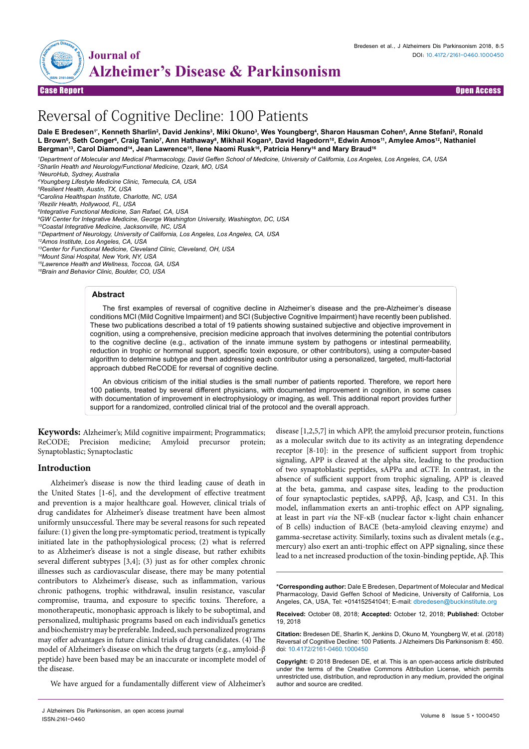Case Report | Open Access

# Reversal of Cognitive Decline: 100 Patients

**Dale E Bredesen[1*], Kenneth Sharlin[2], David Jenkins[3], Miki Okuno[3], Wes Youngberg[4], Sharon Hausman Cohen[5], Anne Stefani[5], Ronald L Brown[6], Seth Conger[6], Craig Tanio[7], Ann Hathaway[8], Mikhail Kogan[9], David Hagedorn[10], Edwin Amos[11], Amylee Amos[12], Nathaniel Bergman[13], Carol Diamond[14], Jean Lawrence[15], Ilene Naomi Rusk[16], Patricia Henry[16] and Mary Braud[16]**

*[1]Department of Molecular and Medical Pharmacology, David Geffen School of Medicine, University of California, Los Angeles, Los Angeles, CA, USA*
*[2]Sharlin Health and Neurology/Functional Medicine, Ozark, MO, USA*
*[3]NeuroHub, Sydney, Australia*
*[4]Youngberg Lifestyle Medicine Clinic, Temecula, CA, USA*
*[5]Resilient Health, Austin, TX, USA*
*[6]Carolina Healthspan Institute, Charlotte, NC, USA*
*[7]Rezilir Health, Hollywood, FL, USA*
*[8]Integrative Functional Medicine, San Rafael, CA, USA*
*[9]GW Center for Integrative Medicine, George Washington University, Washington, DC, USA*
*[10]Coastal Integrative Medicine, Jacksonville, NC, USA*
*[11]Department of Neurology, University of California, Los Angeles, Los Angeles, CA, USA*
*[12]Amos Institute, Los Angeles, CA, USA*
*[13]Center for Functional Medicine, Cleveland Clinic, Cleveland, OH, USA*
*[14]Mount Sinai Hospital, New York, NY, USA*
*[15]Lawrence Health and Wellness, Toccoa, GA, USA*
*[16]Brain and Behavior Clinic, Boulder, CO, USA*

## Abstract

The first examples of reversal of cognitive decline in Alzheimer's disease and the pre-Alzheimer's disease conditions MCI (Mild Cognitive Impairment) and SCI (Subjective Cognitive Impairment) have recently been published. These two publications described a total of 19 patients showing sustained subjective and objective improvement in cognition, using a comprehensive, precision medicine approach that involves determining the potential contributors to the cognitive decline (e.g., activation of the innate immune system by pathogens or intestinal permeability, reduction in trophic or hormonal support, specific toxin exposure, or other contributors), using a computer-based algorithm to determine subtype and then addressing each contributor using a personalized, targeted, multi-factorial approach dubbed ReCODE for reversal of cognitive decline.

An obvious criticism of the initial studies is the small number of patients reported. Therefore, we report here 100 patients, treated by several different physicians, with documented improvement in cognition, in some cases with documentation of improvement in electrophysiology or imaging, as well. This additional report provides further support for a randomized, controlled clinical trial of the protocol and the overall approach.

**Keywords:** Alzheimer's; Mild cognitive impairment; Programmatics; ReCODE; Precision medicine; Amyloid precursor protein; Synaptoblastic; Synaptoclastic

## Introduction

Alzheimer's disease is now the third leading cause of death in the United States [1-6], and the development of effective treatment and prevention is a major healthcare goal. However, clinical trials of drug candidates for Alzheimer's disease treatment have been almost uniformly unsuccessful. There may be several reasons for such repeated failure: (1) given the long pre-symptomatic period, treatment is typically initiated late in the pathophysiological process; (2) what is referred to as Alzheimer's disease is not a single disease, but rather exhibits several different subtypes [3,4]; (3) just as for other complex chronic illnesses such as cardiovascular disease, there may be many potential contributors to Alzheimer's disease, such as inflammation, various chronic pathogens, trophic withdrawal, insulin resistance, vascular compromise, trauma, and exposure to specific toxins. Therefore, a monotherapeutic, monophasic approach is likely to be suboptimal, and personalized, multiphasic programs based on each individual's genetics and biochemistry may be preferable. Indeed, such personalized programs may offer advantages in future clinical trials of drug candidates. (4) The model of Alzheimer's disease on which the drug targets (e.g., amyloid-β peptide) have been based may be an inaccurate or incomplete model of the disease.

We have argued for a fundamentally different view of Alzheimer's disease [1,2,5,7] in which APP, the amyloid precursor protein, functions as a molecular switch due to its activity as an integrating dependence receptor [8-10]: in the presence of sufficient support from trophic signaling, APP is cleaved at the alpha site, leading to the production of two synaptoblastic peptides, sAPPα and αCTF. In contrast, in the absence of sufficient support from trophic signaling, APP is cleaved at the beta, gamma, and caspase sites, leading to the production of four synaptoclastic peptides, sAPPβ, Aβ, Jcasp, and C31. In this model, inflammation exerts an anti-trophic effect on APP signaling, at least in part *via* the NF-κB (nuclear factor κ-light chain enhancer of B cells) induction of BACE (beta-amyloid cleaving enzyme) and gamma-secretase activity. Similarly, toxins such as divalent metals (e.g., mercury) also exert an anti-trophic effect on APP signaling, since these lead to a net increased production of the toxin-binding peptide, Aβ. This

**\*Corresponding author:** Dale E Bredesen, Department of Molecular and Medical Pharmacology, David Geffen School of Medicine, University of California, Los Angeles, CA, USA, Tel: +014152541041; E-mail: dbredesen@buckinstitute.org

**Received:** October 08, 2018; **Accepted:** October 12, 2018; **Published:** October 19, 2018

**Citation:** Bredesen DE, Sharlin K, Jenkins D, Okuno M, Youngberg W, et al. (2018) Reversal of Cognitive Decline: 100 Patients. J Alzheimers Dis Parkinsonism 8: 450. doi: 10.4172/2161-0460.1000450

**Copyright:** © 2018 Bredesen DE, et al. This is an open-access article distributed under the terms of the Creative Commons Attribution License, which permits unrestricted use, distribution, and reproduction in any medium, provided the original author and source are credited.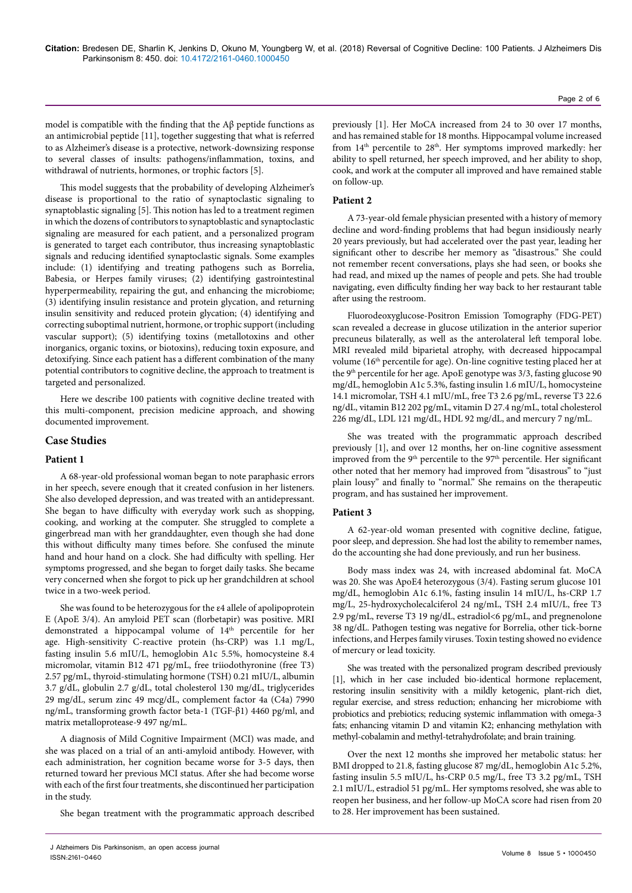model is compatible with the finding that the Aβ peptide functions as an antimicrobial peptide [11], together suggesting that what is referred to as Alzheimer's disease is a protective, network-downsizing response to several classes of insults: pathogens/inflammation, toxins, and withdrawal of nutrients, hormones, or trophic factors [5].

This model suggests that the probability of developing Alzheimer's disease is proportional to the ratio of synaptoclastic signaling to synaptoblastic signaling [5]. This notion has led to a treatment regimen in which the dozens of contributors to synaptoblastic and synaptoclastic signaling are measured for each patient, and a personalized program is generated to target each contributor, thus increasing synaptoblastic signals and reducing identified synaptoclastic signals. Some examples include: (1) identifying and treating pathogens such as Borrelia, Babesia, or Herpes family viruses; (2) identifying gastrointestinal hyperpermeability, repairing the gut, and enhancing the microbiome; (3) identifying insulin resistance and protein glycation, and returning insulin sensitivity and reduced protein glycation; (4) identifying and correcting suboptimal nutrient, hormone, or trophic support (including vascular support); (5) identifying toxins (metallotoxins and other inorganics, organic toxins, or biotoxins), reducing toxin exposure, and detoxifying. Since each patient has a different combination of the many potential contributors to cognitive decline, the approach to treatment is targeted and personalized.

Here we describe 100 patients with cognitive decline treated with this multi-component, precision medicine approach, and showing documented improvement.

## Case Studies

### Patient 1

A 68-year-old professional woman began to note paraphasic errors in her speech, severe enough that it created confusion in her listeners. She also developed depression, and was treated with an antidepressant. She began to have difficulty with everyday work such as shopping, cooking, and working at the computer. She struggled to complete a gingerbread man with her granddaughter, even though she had done this without difficulty many times before. She confused the minute hand and hour hand on a clock. She had difficulty with spelling. Her symptoms progressed, and she began to forget daily tasks. She became very concerned when she forgot to pick up her grandchildren at school twice in a two-week period.

She was found to be heterozygous for the ε4 allele of apolipoprotein E (ApoE 3/4). An amyloid PET scan (florbetapir) was positive. MRI demonstrated a hippocampal volume of 14th percentile for her age. High-sensitivity C-reactive protein (hs-CRP) was 1.1 mg/L, fasting insulin 5.6 mIU/L, hemoglobin A1c 5.5%, homocysteine 8.4 micromolar, vitamin B12 471 pg/mL, free triiodothyronine (free T3) 2.57 pg/mL, thyroid-stimulating hormone (TSH) 0.21 mIU/L, albumin 3.7 g/dL, globulin 2.7 g/dL, total cholesterol 130 mg/dL, triglycerides 29 mg/dL, serum zinc 49 mcg/dL, complement factor 4a (C4a) 7990 ng/mL, transforming growth factor beta-1 (TGF-β1) 4460 pg/ml, and matrix metalloprotease-9 497 ng/mL.

A diagnosis of Mild Cognitive Impairment (MCI) was made, and she was placed on a trial of an anti-amyloid antibody. However, with each administration, her cognition became worse for 3-5 days, then returned toward her previous MCI status. After she had become worse with each of the first four treatments, she discontinued her participation in the study.

She began treatment with the programmatic approach described previously [1]. Her MoCA increased from 24 to 30 over 17 months, and has remained stable for 18 months. Hippocampal volume increased from 14th percentile to 28th. Her symptoms improved markedly: her ability to spell returned, her speech improved, and her ability to shop, cook, and work at the computer all improved and have remained stable on follow-up.

### Patient 2

A 73-year-old female physician presented with a history of memory decline and word-finding problems that had begun insidiously nearly 20 years previously, but had accelerated over the past year, leading her significant other to describe her memory as "disastrous." She could not remember recent conversations, plays she had seen, or books she had read, and mixed up the names of people and pets. She had trouble navigating, even difficulty finding her way back to her restaurant table after using the restroom.

Fluorodeoxyglucose-Positron Emission Tomography (FDG-PET) scan revealed a decrease in glucose utilization in the anterior superior precuneus bilaterally, as well as the anterolateral left temporal lobe. MRI revealed mild biparietal atrophy, with decreased hippocampal volume (16th percentile for age). On-line cognitive testing placed her at the 9th percentile for her age. ApoE genotype was 3/3, fasting glucose 90 mg/dL, hemoglobin A1c 5.3%, fasting insulin 1.6 mIU/L, homocysteine 14.1 micromolar, TSH 4.1 mIU/mL, free T3 2.6 pg/mL, reverse T3 22.6 ng/dL, vitamin B12 202 pg/mL, vitamin D 27.4 ng/mL, total cholesterol 226 mg/dL, LDL 121 mg/dL, HDL 92 mg/dL, and mercury 7 ng/mL.

She was treated with the programmatic approach described previously [1], and over 12 months, her on-line cognitive assessment improved from the 9th percentile to the 97th percentile. Her significant other noted that her memory had improved from "disastrous" to "just plain lousy" and finally to "normal." She remains on the therapeutic program, and has sustained her improvement.

### Patient 3

A 62-year-old woman presented with cognitive decline, fatigue, poor sleep, and depression. She had lost the ability to remember names, do the accounting she had done previously, and run her business.

Body mass index was 24, with increased abdominal fat. MoCA was 20. She was ApoE4 heterozygous (3/4). Fasting serum glucose 101 mg/dL, hemoglobin A1c 6.1%, fasting insulin 14 mIU/L, hs-CRP 1.7 mg/L, 25-hydroxycholecalciferol 24 ng/mL, TSH 2.4 mIU/L, free T3 2.9 pg/mL, reverse T3 19 ng/dL, estradiol<6 pg/mL, and pregnenolone 38 ng/dL. Pathogen testing was negative for Borrelia, other tick-borne infections, and Herpes family viruses. Toxin testing showed no evidence of mercury or lead toxicity.

She was treated with the personalized program described previously [1], which in her case included bio-identical hormone replacement, restoring insulin sensitivity with a mildly ketogenic, plant-rich diet, regular exercise, and stress reduction; enhancing her microbiome with probiotics and prebiotics; reducing systemic inflammation with omega-3 fats; enhancing vitamin D and vitamin K2; enhancing methylation with methyl-cobalamin and methyl-tetrahydrofolate; and brain training.

Over the next 12 months she improved her metabolic status: her BMI dropped to 21.8, fasting glucose 87 mg/dL, hemoglobin A1c 5.2%, fasting insulin 5.5 mIU/L, hs-CRP 0.5 mg/L, free T3 3.2 pg/mL, TSH 2.1 mIU/L, estradiol 51 pg/mL. Her symptoms resolved, she was able to reopen her business, and her follow-up MoCA score had risen from 20 to 28. Her improvement has been sustained.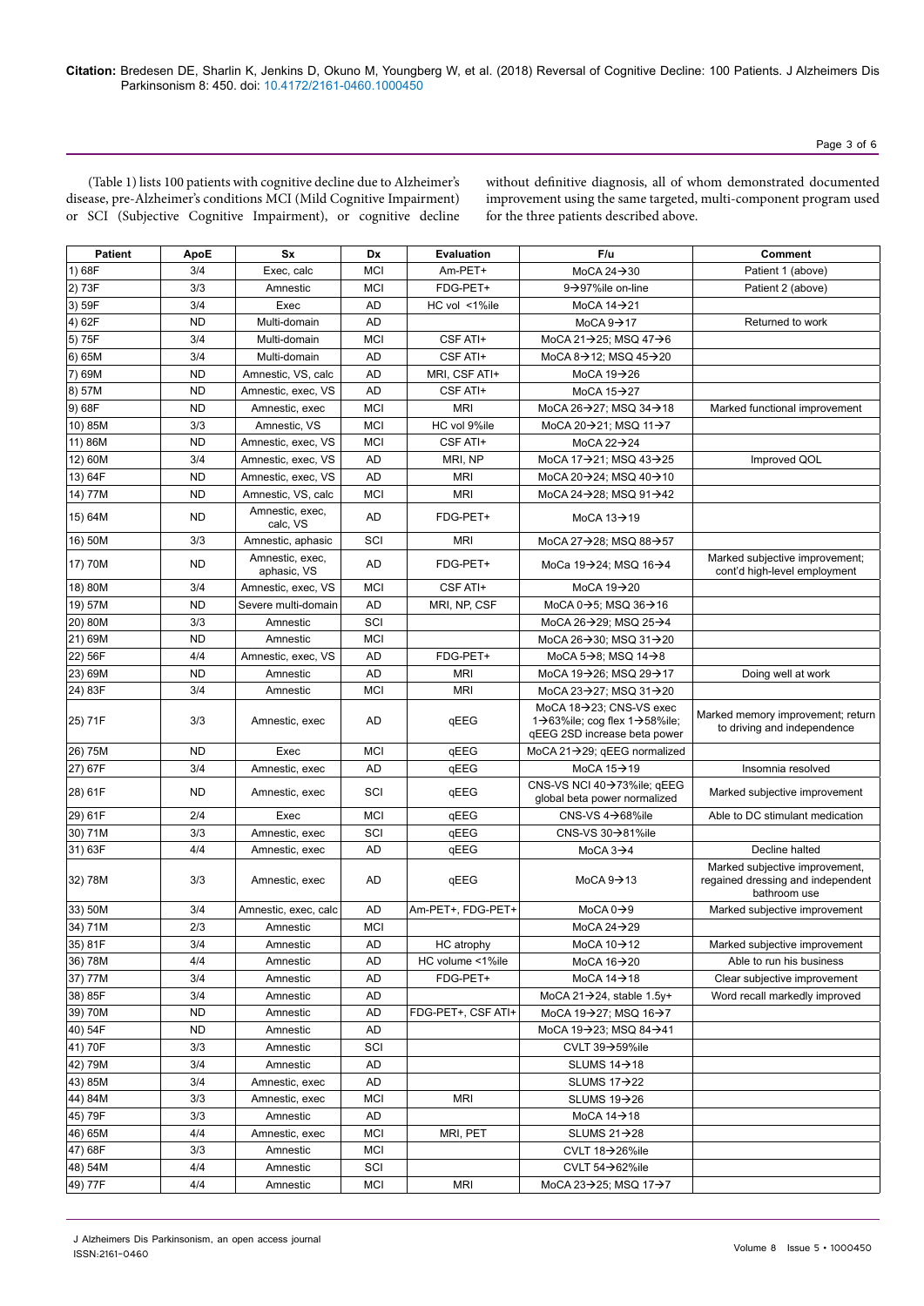(Table 1) lists 100 patients with cognitive decline due to Alzheimer's disease, pre-Alzheimer's conditions MCI (Mild Cognitive Impairment) or SCI (Subjective Cognitive Impairment), or cognitive decline without definitive diagnosis, all of whom demonstrated documented improvement using the same targeted, multi-component program used for the three patients described above.

| Patient | ApoE | Sx | Dx | Evaluation | F/u | Comment |
|---|---|---|---|---|---|---|
| 1) 68F | 3/4 | Exec, calc | MCI | Am-PET+ | MoCA 24→30 | Patient 1 (above) |
| 2) 73F | 3/3 | Amnestic | MCI | FDG-PET+ | 9→97%ile on-line | Patient 2 (above) |
| 3) 59F | 3/4 | Exec | AD | HC vol <1%ile | MoCA 14→21 | |
| 4) 62F | ND | Multi-domain | AD | | MoCA 9→17 | Returned to work |
| 5) 75F | 3/4 | Multi-domain | MCI | CSF ATI+ | MoCA 21→25; MSQ 47→6 | |
| 6) 65M | 3/4 | Multi-domain | AD | CSF ATI+ | MoCA 8→12; MSQ 45→20 | |
| 7) 69M | ND | Amnestic, VS, calc | AD | MRI, CSF ATI+ | MoCA 19→26 | |
| 8) 57M | ND | Amnestic, exec, VS | AD | CSF ATI+ | MoCA 15→27 | |
| 9) 68F | ND | Amnestic, exec | MCI | MRI | MoCA 26→27; MSQ 34→18 | Marked functional improvement |
| 10) 85M | 3/3 | Amnestic, VS | MCI | HC vol 9%ile | MoCA 20→21; MSQ 11→7 | |
| 11) 86M | ND | Amnestic, exec, VS | MCI | CSF ATI+ | MoCA 22→24 | |
| 12) 60M | 3/4 | Amnestic, exec, VS | AD | MRI, NP | MoCA 17→21; MSQ 43→25 | Improved QOL |
| 13) 64F | ND | Amnestic, exec, VS | AD | MRI | MoCA 20→24; MSQ 40→10 | |
| 14) 77M | ND | Amnestic, VS, calc | MCI | MRI | MoCA 24→28; MSQ 91→42 | |
| 15) 64M | ND | Amnestic, exec, calc, VS | AD | FDG-PET+ | MoCA 13→19 | |
| 16) 50M | 3/3 | Amnestic, aphasic | SCI | MRI | MoCA 27→28; MSQ 88→57 | |
| 17) 70M | ND | Amnestic, exec, aphasic, VS | AD | FDG-PET+ | MoCa 19→24; MSQ 16→4 | Marked subjective improvement; cont'd high-level employment |
| 18) 80M | 3/4 | Amnestic, exec, VS | MCI | CSF ATI+ | MoCA 19→20 | |
| 19) 57M | ND | Severe multi-domain | AD | MRI, NP, CSF | MoCA 0→5; MSQ 36→16 | |
| 20) 80M | 3/3 | Amnestic | SCI | | MoCA 26→29; MSQ 25→4 | |
| 21) 69M | ND | Amnestic | MCI | | MoCA 26→30; MSQ 31→20 | |
| 22) 56F | 4/4 | Amnestic, exec, VS | AD | FDG-PET+ | MoCA 5→8; MSQ 14→8 | |
| 23) 69M | ND | Amnestic | AD | MRI | MoCA 19→26; MSQ 29→17 | Doing well at work |
| 24) 83F | 3/4 | Amnestic | MCI | MRI | MoCA 23→27; MSQ 31→20 | |
| 25) 71F | 3/3 | Amnestic, exec | AD | qEEG | MoCA 18→23; CNS-VS exec 1→63%ile; cog flex 1→58%ile; qEEG 2SD increase beta power | Marked memory improvement; return to driving and independence |
| 26) 75M | ND | Exec | MCI | qEEG | MoCA 21→29; qEEG normalized | |
| 27) 67F | 3/4 | Amnestic, exec | AD | qEEG | MoCA 15→19 | Insomnia resolved |
| 28) 61F | ND | Amnestic, exec | SCI | qEEG | CNS-VS NCI 40→73%ile; qEEG global beta power normalized | Marked subjective improvement |
| 29) 61F | 2/4 | Exec | MCI | qEEG | CNS-VS 4→68%ile | Able to DC stimulant medication |
| 30) 71M | 3/3 | Amnestic, exec | SCI | qEEG | CNS-VS 30→81%ile | |
| 31) 63F | 4/4 | Amnestic, exec | AD | qEEG | MoCA 3→4 | Decline halted |
| 32) 78M | 3/3 | Amnestic, exec | AD | qEEG | MoCA 9→13 | Marked subjective improvement, regained dressing and independent bathroom use |
| 33) 50M | 3/4 | Amnestic, exec, calc | AD | Am-PET+, FDG-PET+ | MoCA 0→9 | Marked subjective improvement |
| 34) 71M | 2/3 | Amnestic | MCI | | MoCA 24→29 | |
| 35) 81F | 3/4 | Amnestic | AD | HC atrophy | MoCA 10→12 | Marked subjective improvement |
| 36) 78M | 4/4 | Amnestic | AD | HC volume <1%ile | MoCA 16→20 | Able to run his business |
| 37) 77M | 3/4 | Amnestic | AD | FDG-PET+ | MoCA 14→18 | Clear subjective improvement |
| 38) 85F | 3/4 | Amnestic | AD | | MoCA 21→24, stable 1.5y+ | Word recall markedly improved |
| 39) 70M | ND | Amnestic | AD | FDG-PET+, CSF ATI+ | MoCA 19→27; MSQ 16→7 | |
| 40) 54F | ND | Amnestic | AD | | MoCA 19→23; MSQ 84→41 | |
| 41) 70F | 3/3 | Amnestic | SCI | | CVLT 39→59%ile | |
| 42) 79M | 3/4 | Amnestic | AD | | SLUMS 14→18 | |
| 43) 85M | 3/4 | Amnestic, exec | AD | | SLUMS 17→22 | |
| 44) 84M | 3/3 | Amnestic, exec | MCI | MRI | SLUMS 19→26 | |
| 45) 79F | 3/3 | Amnestic | AD | | MoCA 14→18 | |
| 46) 65M | 4/4 | Amnestic, exec | MCI | MRI, PET | SLUMS 21→28 | |
| 47) 68F | 3/3 | Amnestic | MCI | | CVLT 18→26%ile | |
| 48) 54M | 4/4 | Amnestic | SCI | | CVLT 54→62%ile | |
| 49) 77F | 4/4 | Amnestic | MCI | MRI | MoCA 23→25; MSQ 17→7 | |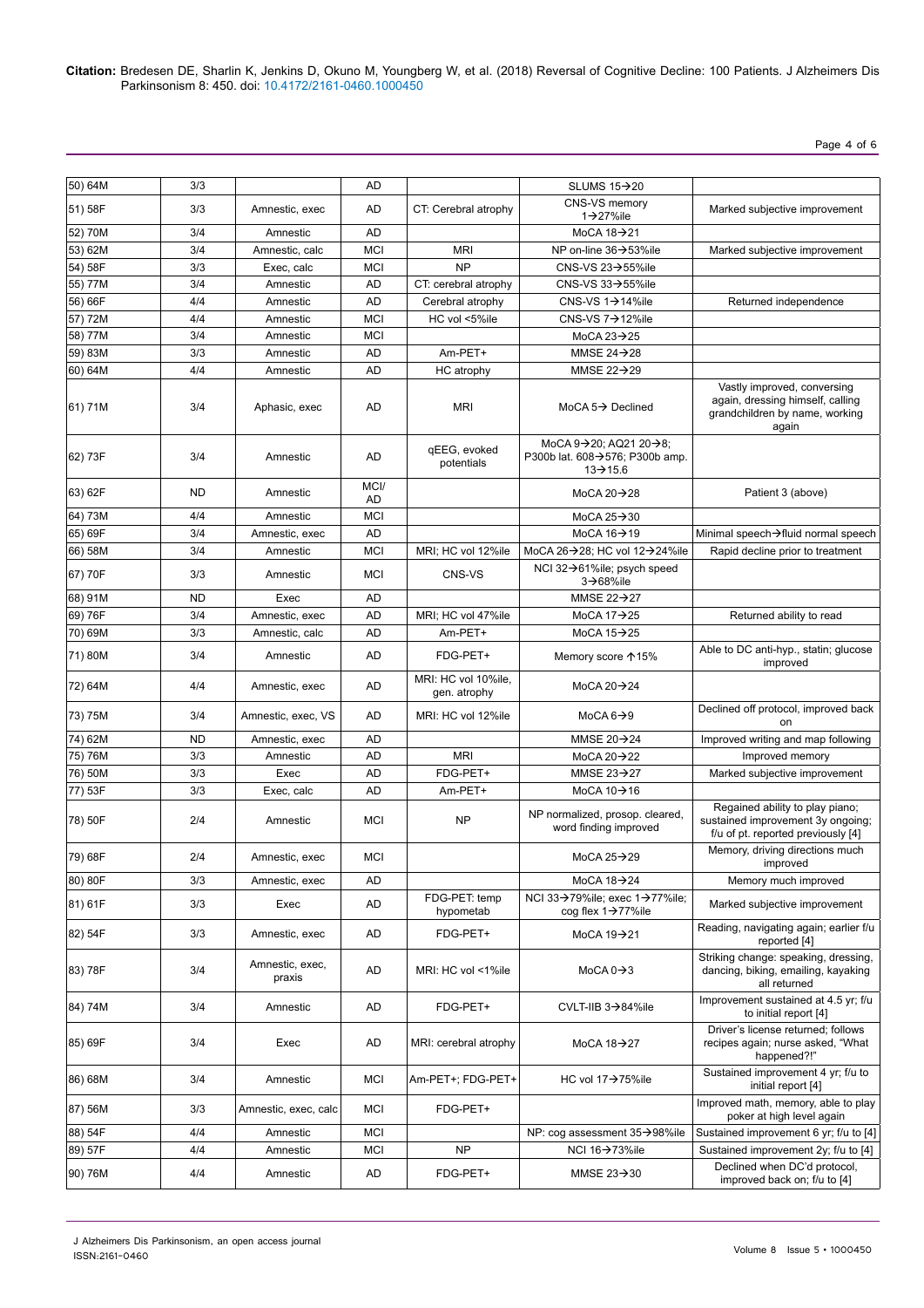| | | | | | | |
|---|---|---|---|---|---|---|
| 50) 64M | 3/3 | | AD | | SLUMS 15→20 | |
| 51) 58F | 3/3 | Amnestic, exec | AD | CT: Cerebral atrophy | CNS-VS memory 1→27%ile | Marked subjective improvement |
| 52) 70M | 3/4 | Amnestic | AD | | MoCA 18→21 | |
| 53) 62M | 3/4 | Amnestic, calc | MCI | MRI | NP on-line 36→53%ile | Marked subjective improvement |
| 54) 58F | 3/3 | Exec, calc | MCI | NP | CNS-VS 23→55%ile | |
| 55) 77M | 3/4 | Amnestic | AD | CT: cerebral atrophy | CNS-VS 33→55%ile | |
| 56) 66F | 4/4 | Amnestic | AD | Cerebral atrophy | CNS-VS 1→14%ile | Returned independence |
| 57) 72M | 4/4 | Amnestic | MCI | HC vol <5%ile | CNS-VS 7→12%ile | |
| 58) 77M | 3/4 | Amnestic | MCI | | MoCA 23→25 | |
| 59) 83M | 3/3 | Amnestic | AD | Am-PET+ | MMSE 24→28 | |
| 60) 64M | 4/4 | Amnestic | AD | HC atrophy | MMSE 22→29 | |
| 61) 71M | 3/4 | Aphasic, exec | AD | MRI | MoCA 5→ Declined | Vastly improved, conversing again, dressing himself, calling grandchildren by name, working again |
| 62) 73F | 3/4 | Amnestic | AD | qEEG, evoked potentials | MoCA 9→20; AQ21 20→8; P300b lat. 608→576; P300b amp. 13→15.6 | |
| 63) 62F | ND | Amnestic | MCI/ AD | | MoCA 20→28 | Patient 3 (above) |
| 64) 73M | 4/4 | Amnestic | MCI | | MoCA 25→30 | |
| 65) 69F | 3/4 | Amnestic, exec | AD | | MoCA 16→19 | Minimal speech→fluid normal speech |
| 66) 58M | 3/4 | Amnestic | MCI | MRI; HC vol 12%ile | MoCA 26→28; HC vol 12→24%ile | Rapid decline prior to treatment |
| 67) 70F | 3/3 | Amnestic | MCI | CNS-VS | NCI 32→61%ile; psych speed 3→68%ile | |
| 68) 91M | ND | Exec | AD | | MMSE 22→27 | |
| 69) 76F | 3/4 | Amnestic, exec | AD | MRI; HC vol 47%ile | MoCA 17→25 | Returned ability to read |
| 70) 69M | 3/3 | Amnestic, calc | AD | Am-PET+ | MoCA 15→25 | |
| 71) 80M | 3/4 | Amnestic | AD | FDG-PET+ | Memory score ↑15% | Able to DC anti-hyp., statin; glucose improved |
| 72) 64M | 4/4 | Amnestic, exec | AD | MRI: HC vol 10%ile, gen. atrophy | MoCA 20→24 | |
| 73) 75M | 3/4 | Amnestic, exec, VS | AD | MRI: HC vol 12%ile | MoCA 6→9 | Declined off protocol, improved back on |
| 74) 62M | ND | Amnestic, exec | AD | | MMSE 20→24 | Improved writing and map following |
| 75) 76M | 3/3 | Amnestic | AD | MRI | MoCA 20→22 | Improved memory |
| 76) 50M | 3/3 | Exec | AD | FDG-PET+ | MMSE 23→27 | Marked subjective improvement |
| 77) 53F | 3/3 | Exec, calc | AD | Am-PET+ | MoCA 10→16 | |
| 78) 50F | 2/4 | Amnestic | MCI | NP | NP normalized, prosop. cleared, word finding improved | Regained ability to play piano; sustained improvement 3y ongoing; f/u of pt. reported previously [4] |
| 79) 68F | 2/4 | Amnestic, exec | MCI | | MoCA 25→29 | Memory, driving directions much improved |
| 80) 80F | 3/3 | Amnestic, exec | AD | | MoCA 18→24 | Memory much improved |
| 81) 61F | 3/3 | Exec | AD | FDG-PET: temp hypometab | NCI 33→79%ile; exec 1→77%ile; cog flex 1→77%ile | Marked subjective improvement |
| 82) 54F | 3/3 | Amnestic, exec | AD | FDG-PET+ | MoCA 19→21 | Reading, navigating again; earlier f/u reported [4] |
| 83) 78F | 3/4 | Amnestic, exec, praxis | AD | MRI: HC vol <1%ile | MoCA 0→3 | Striking change: speaking, dressing, dancing, biking, emailing, kayaking all returned |
| 84) 74M | 3/4 | Amnestic | AD | FDG-PET+ | CVLT-IIB 3→84%ile | Improvement sustained at 4.5 yr; f/u to initial report [4] |
| 85) 69F | 3/4 | Exec | AD | MRI: cerebral atrophy | MoCA 18→27 | Driver's license returned; follows recipes again; nurse asked, "What happened?!" |
| 86) 68M | 3/4 | Amnestic | MCI | Am-PET+; FDG-PET+ | HC vol 17→75%ile | Sustained improvement 4 yr; f/u to initial report [4] |
| 87) 56M | 3/3 | Amnestic, exec, calc | MCI | FDG-PET+ | | Improved math, memory, able to play poker at high level again |
| 88) 54F | 4/4 | Amnestic | MCI | | NP: cog assessment 35→98%ile | Sustained improvement 6 yr; f/u to [4] |
| 89) 57F | 4/4 | Amnestic | MCI | NP | NCI 16→73%ile | Sustained improvement 2y; f/u to [4] |
| 90) 76M | 4/4 | Amnestic | AD | FDG-PET+ | MMSE 23→30 | Declined when DC'd protocol, improved back on; f/u to [4] |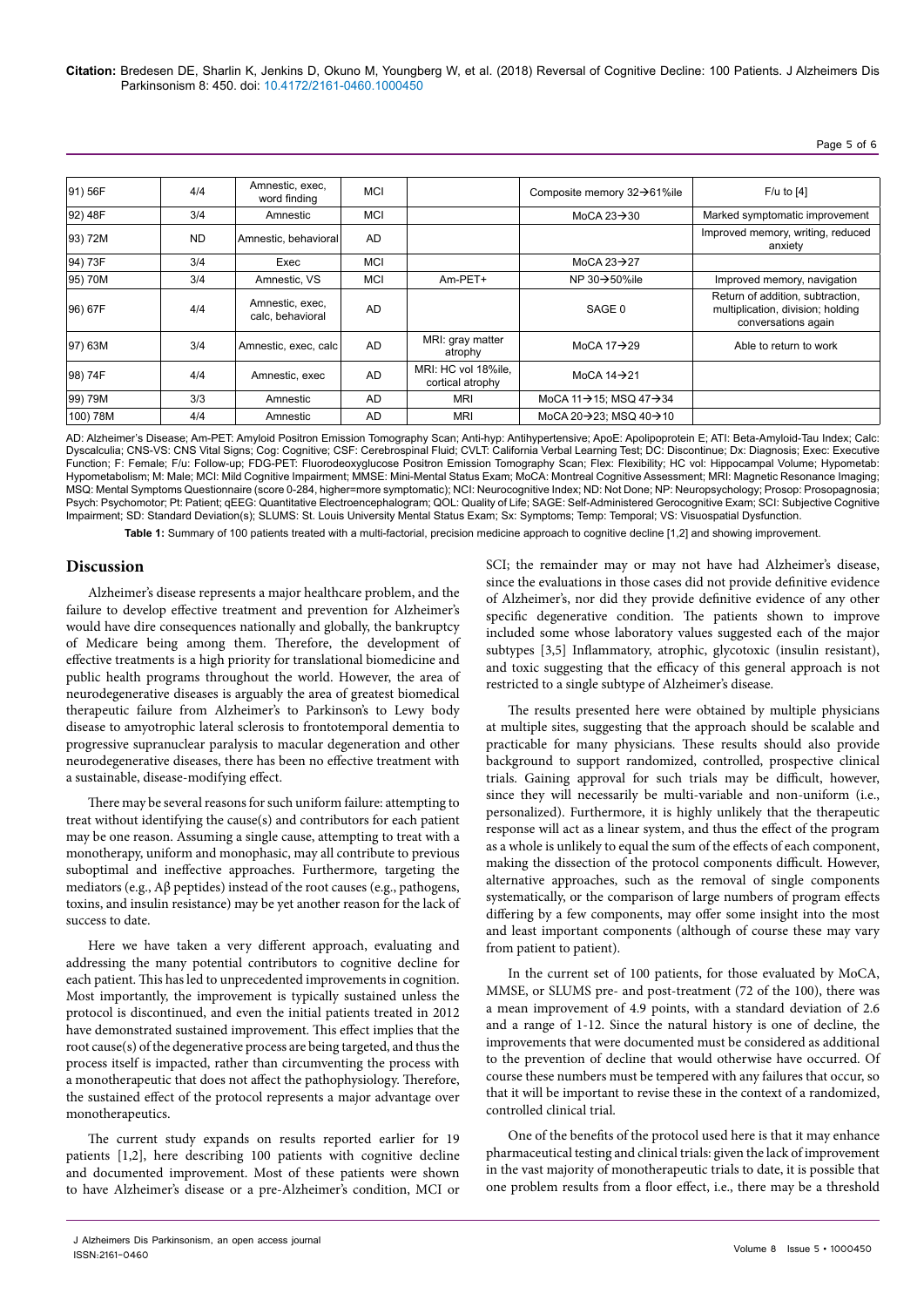| 91) 56F | 4/4 | Amnestic, exec, word finding | MCI | | Composite memory 32→61%ile | F/u to [4] |
|---|---|---|---|---|---|---|
| 92) 48F | 3/4 | Amnestic | MCI | | MoCA 23→30 | Marked symptomatic improvement |
| 93) 72M | ND | Amnestic, behavioral | AD | | | Improved memory, writing, reduced anxiety |
| 94) 73F | 3/4 | Exec | MCI | | MoCA 23→27 | |
| 95) 70M | 3/4 | Amnestic, VS | MCI | Am-PET+ | NP 30→50%ile | Improved memory, navigation |
| 96) 67F | 4/4 | Amnestic, exec, calc, behavioral | AD | | SAGE 0 | Return of addition, subtraction, multiplication, division; holding conversations again |
| 97) 63M | 3/4 | Amnestic, exec, calc | AD | MRI: gray matter atrophy | MoCA 17→29 | Able to return to work |
| 98) 74F | 4/4 | Amnestic, exec | AD | MRI: HC vol 18%ile, cortical atrophy | MoCA 14→21 | |
| 99) 79M | 3/3 | Amnestic | AD | MRI | MoCA 11→15; MSQ 47→34 | |
| 100) 78M | 4/4 | Amnestic | AD | MRI | MoCA 20→23; MSQ 40→10 | |

AD: Alzheimer's Disease; Am-PET: Amyloid Positron Emission Tomography Scan; Anti-hyp: Antihypertensive; ApoE: Apolipoprotein E; ATI: Beta-Amyloid-Tau Index; Calc: Dyscalculia; CNS-VS: CNS Vital Signs; Cog: Cognitive; CSF: Cerebrospinal Fluid; CVLT: California Verbal Learning Test; DC: Discontinue; Dx: Diagnosis; Exec: Executive Function; F: Female; F/u: Follow-up; FDG-PET: Fluorodeoxyglucose Positron Emission Tomography Scan; Flex: Flexibility; HC vol: Hippocampal Volume; Hypometab: Hypometabolism; M: Male; MCI: Mild Cognitive Impairment; MMSE: Mini-Mental Status Exam; MoCA: Montreal Cognitive Assessment; MRI: Magnetic Resonance Imaging; MSQ: Mental Symptoms Questionnaire (score 0-284, higher=more symptomatic); NCI: Neurocognitive Index; ND: Not Done; NP: Neuropsychology; Prosop: Prosopagnosia; Psych: Psychomotor; Pt: Patient; qEEG: Quantitative Electroencephalogram; QOL: Quality of Life; SAGE: Self-Administered Gerocognitive Exam; SCI: Subjective Cognitive Impairment; SD: Standard Deviation(s); SLUMS: St. Louis University Mental Status Exam; Sx: Symptoms; Temp: Temporal; VS: Visuospatial Dysfunction.

**Table 1:** Summary of 100 patients treated with a multi-factorial, precision medicine approach to cognitive decline [1,2] and showing improvement.

## Discussion

Alzheimer's disease represents a major healthcare problem, and the failure to develop effective treatment and prevention for Alzheimer's would have dire consequences nationally and globally, the bankruptcy of Medicare being among them. Therefore, the development of effective treatments is a high priority for translational biomedicine and public health programs throughout the world. However, the area of neurodegenerative diseases is arguably the area of greatest biomedical therapeutic failure from Alzheimer's to Parkinson's to Lewy body disease to amyotrophic lateral sclerosis to frontotemporal dementia to progressive supranuclear paralysis to macular degeneration and other neurodegenerative diseases, there has been no effective treatment with a sustainable, disease-modifying effect.

There may be several reasons for such uniform failure: attempting to treat without identifying the cause(s) and contributors for each patient may be one reason. Assuming a single cause, attempting to treat with a monotherapy, uniform and monophasic, may all contribute to previous suboptimal and ineffective approaches. Furthermore, targeting the mediators (e.g., Aβ peptides) instead of the root causes (e.g., pathogens, toxins, and insulin resistance) may be yet another reason for the lack of success to date.

Here we have taken a very different approach, evaluating and addressing the many potential contributors to cognitive decline for each patient. This has led to unprecedented improvements in cognition. Most importantly, the improvement is typically sustained unless the protocol is discontinued, and even the initial patients treated in 2012 have demonstrated sustained improvement. This effect implies that the root cause(s) of the degenerative process are being targeted, and thus the process itself is impacted, rather than circumventing the process with a monotherapeutic that does not affect the pathophysiology. Therefore, the sustained effect of the protocol represents a major advantage over monotherapeutics.

The current study expands on results reported earlier for 19 patients [1,2], here describing 100 patients with cognitive decline and documented improvement. Most of these patients were shown to have Alzheimer's disease or a pre-Alzheimer's condition, MCI or SCI; the remainder may or may not have had Alzheimer's disease, since the evaluations in those cases did not provide definitive evidence of Alzheimer's, nor did they provide definitive evidence of any other specific degenerative condition. The patients shown to improve included some whose laboratory values suggested each of the major subtypes [3,5] Inflammatory, atrophic, glycotoxic (insulin resistant), and toxic suggesting that the efficacy of this general approach is not restricted to a single subtype of Alzheimer's disease.

The results presented here were obtained by multiple physicians at multiple sites, suggesting that the approach should be scalable and practicable for many physicians. These results should also provide background to support randomized, controlled, prospective clinical trials. Gaining approval for such trials may be difficult, however, since they will necessarily be multi-variable and non-uniform (i.e., personalized). Furthermore, it is highly unlikely that the therapeutic response will act as a linear system, and thus the effect of the program as a whole is unlikely to equal the sum of the effects of each component, making the dissection of the protocol components difficult. However, alternative approaches, such as the removal of single components systematically, or the comparison of large numbers of program effects differing by a few components, may offer some insight into the most and least important components (although of course these may vary from patient to patient).

In the current set of 100 patients, for those evaluated by MoCA, MMSE, or SLUMS pre- and post-treatment (72 of the 100), there was a mean improvement of 4.9 points, with a standard deviation of 2.6 and a range of 1-12. Since the natural history is one of decline, the improvements that were documented must be considered as additional to the prevention of decline that would otherwise have occurred. Of course these numbers must be tempered with any failures that occur, so that it will be important to revise these in the context of a randomized, controlled clinical trial.

One of the benefits of the protocol used here is that it may enhance pharmaceutical testing and clinical trials: given the lack of improvement in the vast majority of monotherapeutic trials to date, it is possible that one problem results from a floor effect, i.e., there may be a threshold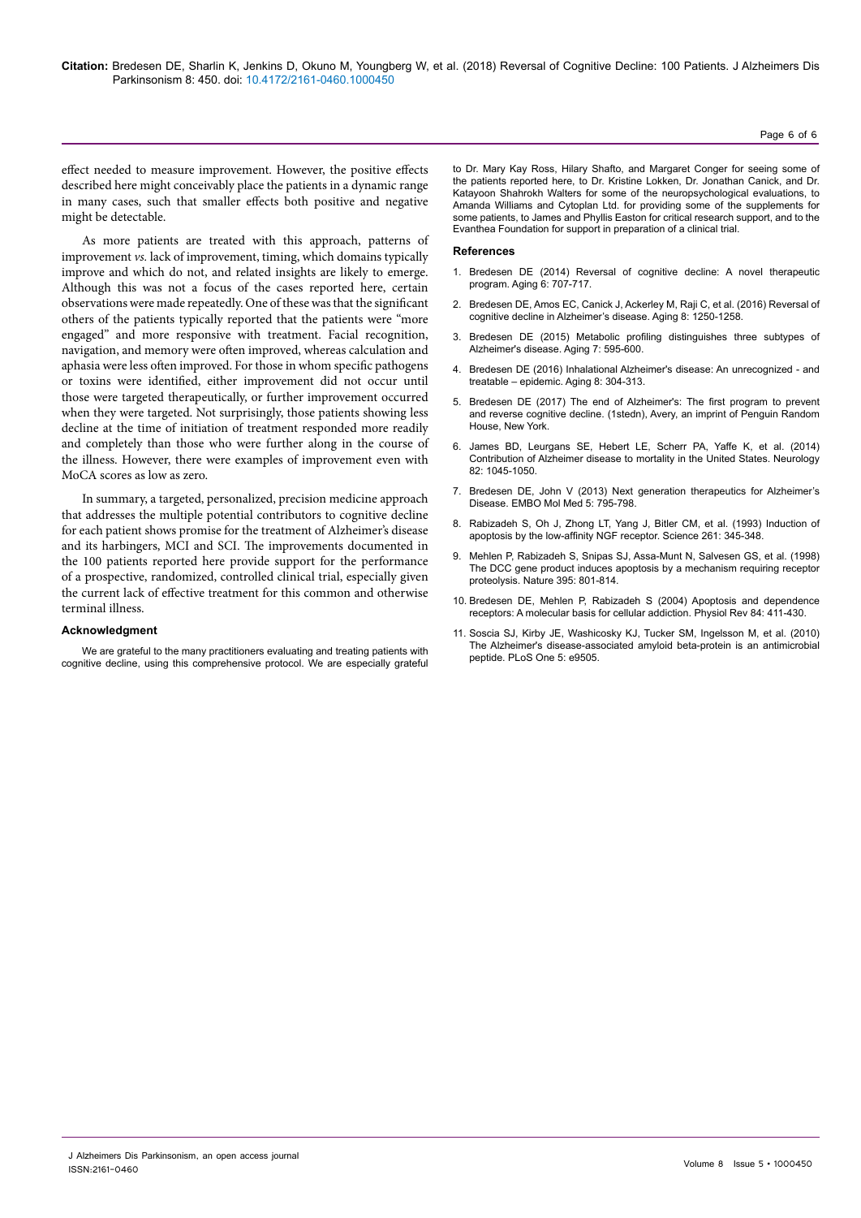effect needed to measure improvement. However, the positive effects described here might conceivably place the patients in a dynamic range in many cases, such that smaller effects both positive and negative might be detectable.

As more patients are treated with this approach, patterns of improvement *vs.* lack of improvement, timing, which domains typically improve and which do not, and related insights are likely to emerge. Although this was not a focus of the cases reported here, certain observations were made repeatedly. One of these was that the significant others of the patients typically reported that the patients were "more engaged" and more responsive with treatment. Facial recognition, navigation, and memory were often improved, whereas calculation and aphasia were less often improved. For those in whom specific pathogens or toxins were identified, either improvement did not occur until those were targeted therapeutically, or further improvement occurred when they were targeted. Not surprisingly, those patients showing less decline at the time of initiation of treatment responded more readily and completely than those who were further along in the course of the illness. However, there were examples of improvement even with MoCA scores as low as zero.

In summary, a targeted, personalized, precision medicine approach that addresses the multiple potential contributors to cognitive decline for each patient shows promise for the treatment of Alzheimer's disease and its harbingers, MCI and SCI. The improvements documented in the 100 patients reported here provide support for the performance of a prospective, randomized, controlled clinical trial, especially given the current lack of effective treatment for this common and otherwise terminal illness.

## Acknowledgment

We are grateful to the many practitioners evaluating and treating patients with cognitive decline, using this comprehensive protocol. We are especially grateful to Dr. Mary Kay Ross, Hilary Shafto, and Margaret Conger for seeing some of the patients reported here, to Dr. Kristine Lokken, Dr. Jonathan Canick, and Dr. Katayoon Shahrokh Walters for some of the neuropsychological evaluations, to Amanda Williams and Cytoplan Ltd. for providing some of the supplements for some patients, to James and Phyllis Easton for critical research support, and to the Evanthea Foundation for support in preparation of a clinical trial.

## References

1. Bredesen DE (2014) Reversal of cognitive decline: A novel therapeutic program. Aging 6: 707-717.
2. Bredesen DE, Amos EC, Canick J, Ackerley M, Raji C, et al. (2016) Reversal of cognitive decline in Alzheimer's disease. Aging 8: 1250-1258.
3. Bredesen DE (2015) Metabolic profiling distinguishes three subtypes of Alzheimer's disease. Aging 7: 595-600.
4. Bredesen DE (2016) Inhalational Alzheimer's disease: An unrecognized - and treatable – epidemic. Aging 8: 304-313.
5. Bredesen DE (2017) The end of Alzheimer's: The first program to prevent and reverse cognitive decline. (1stedn), Avery, an imprint of Penguin Random House, New York.
6. James BD, Leurgans SE, Hebert LE, Scherr PA, Yaffe K, et al. (2014) Contribution of Alzheimer disease to mortality in the United States. Neurology 82: 1045-1050.
7. Bredesen DE, John V (2013) Next generation therapeutics for Alzheimer's Disease. EMBO Mol Med 5: 795-798.
8. Rabizadeh S, Oh J, Zhong LT, Yang J, Bitler CM, et al. (1993) Induction of apoptosis by the low-affinity NGF receptor. Science 261: 345-348.
9. Mehlen P, Rabizadeh S, Snipas SJ, Assa-Munt N, Salvesen GS, et al. (1998) The DCC gene product induces apoptosis by a mechanism requiring receptor proteolysis. Nature 395: 801-814.
10. Bredesen DE, Mehlen P, Rabizadeh S (2004) Apoptosis and dependence receptors: A molecular basis for cellular addiction. Physiol Rev 84: 411-430.
11. Soscia SJ, Kirby JE, Washicosky KJ, Tucker SM, Ingelsson M, et al. (2010) The Alzheimer's disease-associated amyloid beta-protein is an antimicrobial peptide. PLoS One 5: e9505.